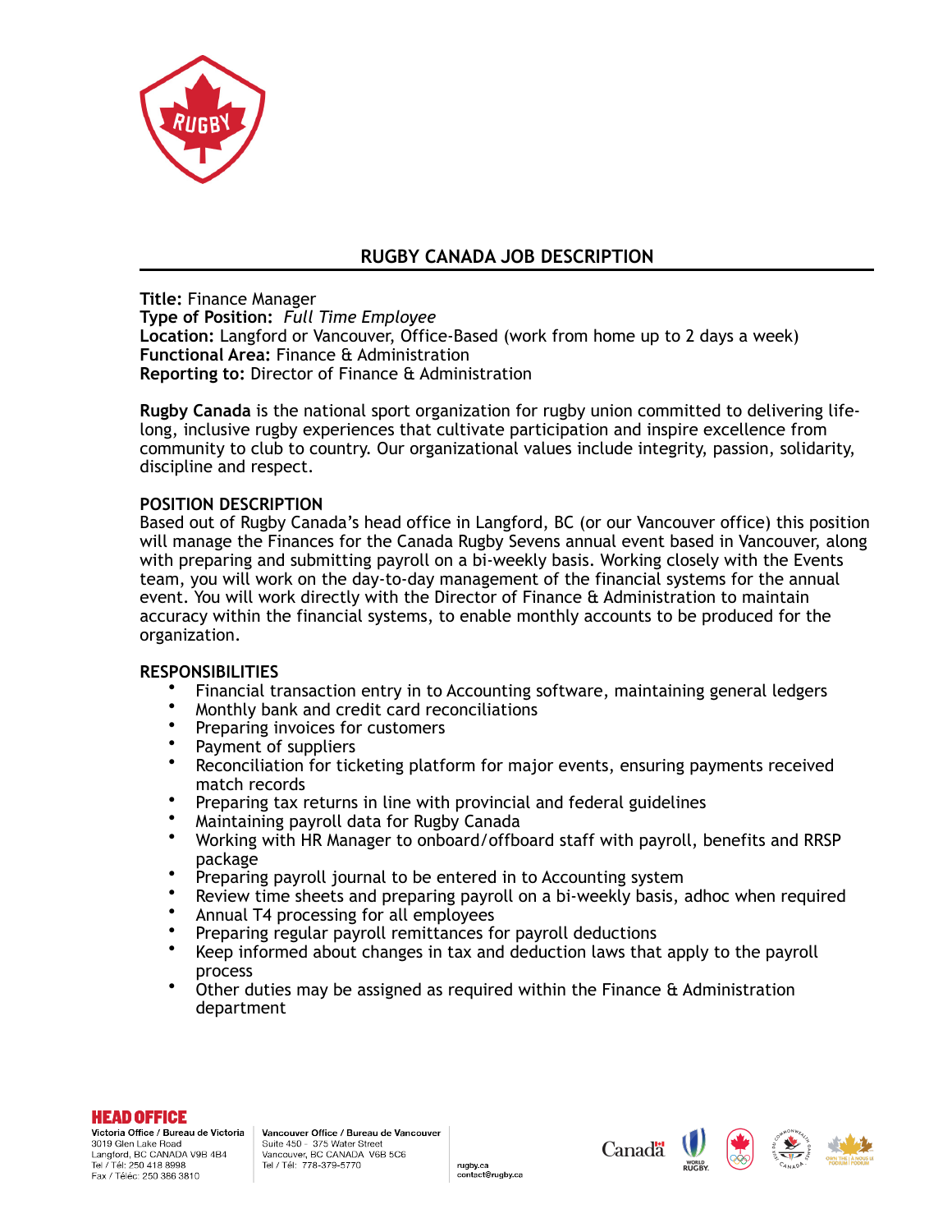# RUGBY CANADA JOB DESCRIPTION

**Title:** Finance Manager
**Type of Position:** *Full Time Employee*
**Location:** Langford or Vancouver, Office-Based (work from home up to 2 days a week)
**Functional Area:** Finance & Administration
**Reporting to:** Director of Finance & Administration

**Rugby Canada** is the national sport organization for rugby union committed to delivering life-long, inclusive rugby experiences that cultivate participation and inspire excellence from community to club to country. Our organizational values include integrity, passion, solidarity, discipline and respect.

## POSITION DESCRIPTION

Based out of Rugby Canada's head office in Langford, BC (or our Vancouver office) this position will manage the Finances for the Canada Rugby Sevens annual event based in Vancouver, along with preparing and submitting payroll on a bi-weekly basis. Working closely with the Events team, you will work on the day-to-day management of the financial systems for the annual event. You will work directly with the Director of Finance & Administration to maintain accuracy within the financial systems, to enable monthly accounts to be produced for the organization.

## RESPONSIBILITIES

- Financial transaction entry in to Accounting software, maintaining general ledgers
- Monthly bank and credit card reconciliations
- Preparing invoices for customers
- Payment of suppliers
- Reconciliation for ticketing platform for major events, ensuring payments received match records
- Preparing tax returns in line with provincial and federal guidelines
- Maintaining payroll data for Rugby Canada
- Working with HR Manager to onboard/offboard staff with payroll, benefits and RRSP package
- Preparing payroll journal to be entered in to Accounting system
- Review time sheets and preparing payroll on a bi-weekly basis, adhoc when required
- Annual T4 processing for all employees
- Preparing regular payroll remittances for payroll deductions
- Keep informed about changes in tax and deduction laws that apply to the payroll process
- Other duties may be assigned as required within the Finance & Administration department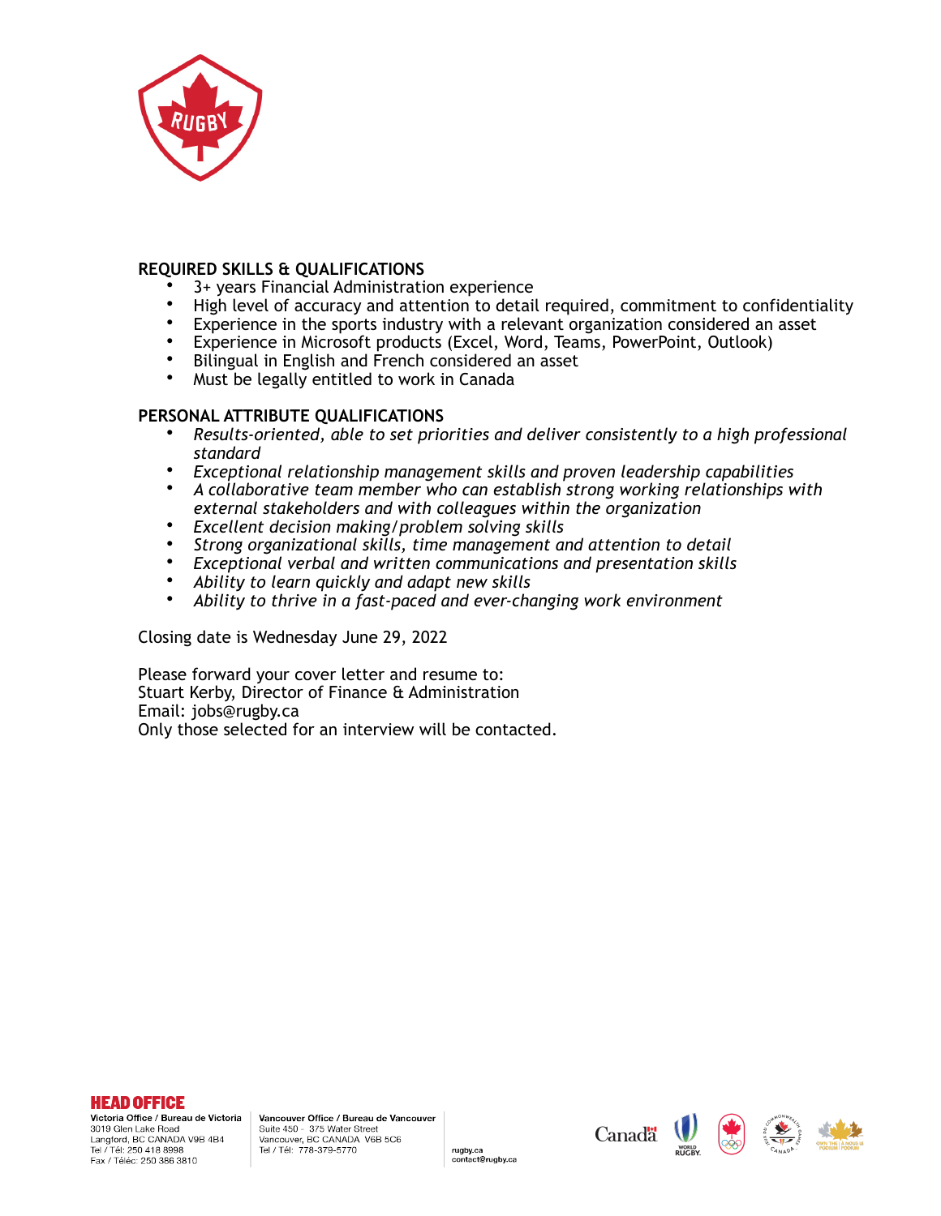**REQUIRED SKILLS & QUALIFICATIONS**

- 3+ years Financial Administration experience
- High level of accuracy and attention to detail required, commitment to confidentiality
- Experience in the sports industry with a relevant organization considered an asset
- Experience in Microsoft products (Excel, Word, Teams, PowerPoint, Outlook)
- Bilingual in English and French considered an asset
- Must be legally entitled to work in Canada

**PERSONAL ATTRIBUTE QUALIFICATIONS**

- *Results-oriented, able to set priorities and deliver consistently to a high professional standard*
- *Exceptional relationship management skills and proven leadership capabilities*
- *A collaborative team member who can establish strong working relationships with external stakeholders and with colleagues within the organization*
- *Excellent decision making/problem solving skills*
- *Strong organizational skills, time management and attention to detail*
- *Exceptional verbal and written communications and presentation skills*
- *Ability to learn quickly and adapt new skills*
- *Ability to thrive in a fast-paced and ever-changing work environment*

Closing date is Wednesday June 29, 2022

Please forward your cover letter and resume to:
Stuart Kerby, Director of Finance & Administration
Email: jobs@rugby.ca
Only those selected for an interview will be contacted.